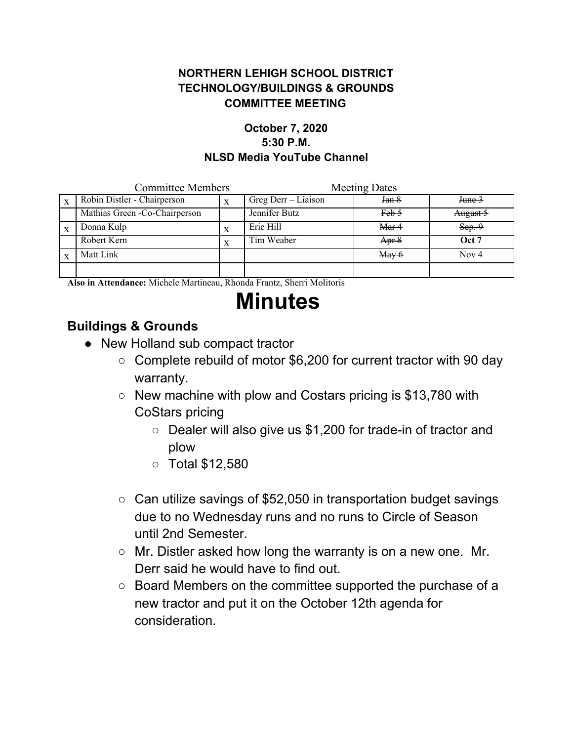**NORTHERN LEHIGH SCHOOL DISTRICT**
**TECHNOLOGY/BUILDINGS & GROUNDS**
**COMMITTEE MEETING**

**October 7, 2020**
**5:30 P.M.**
**NLSD Media YouTube Channel**

| | Committee Members | | | Meeting Dates | |
|---|---|---|---|---|---|
| x | Robin Distler - Chairperson | x | Greg Derr – Liaison | ~~Jan 8~~ | ~~June 3~~ |
| | Mathias Green -Co-Chairperson | | Jennifer Butz | ~~Feb 5~~ | ~~August 5~~ |
| x | Donna Kulp | x | Eric Hill | ~~Mar 4~~ | ~~Sep. 9~~ |
| | Robert Kern | x | Tim Weaber | ~~Apr 8~~ | **Oct 7** |
| x | Matt Link | | | ~~May 6~~ | Nov 4 |
| | | | | | |

**Also in Attendance:** Michele Martineau, Rhonda Frantz, Sherri Molitoris

# Minutes

## Buildings & Grounds

- New Holland sub compact tractor
  - Complete rebuild of motor $6,200 for current tractor with 90 day warranty.
  - New machine with plow and Costars pricing is $13,780 with CoStars pricing
    - Dealer will also give us $1,200 for trade-in of tractor and plow
    - Total $12,580
  - Can utilize savings of $52,050 in transportation budget savings due to no Wednesday runs and no runs to Circle of Season until 2nd Semester.
  - Mr. Distler asked how long the warranty is on a new one. Mr. Derr said he would have to find out.
  - Board Members on the committee supported the purchase of a new tractor and put it on the October 12th agenda for consideration.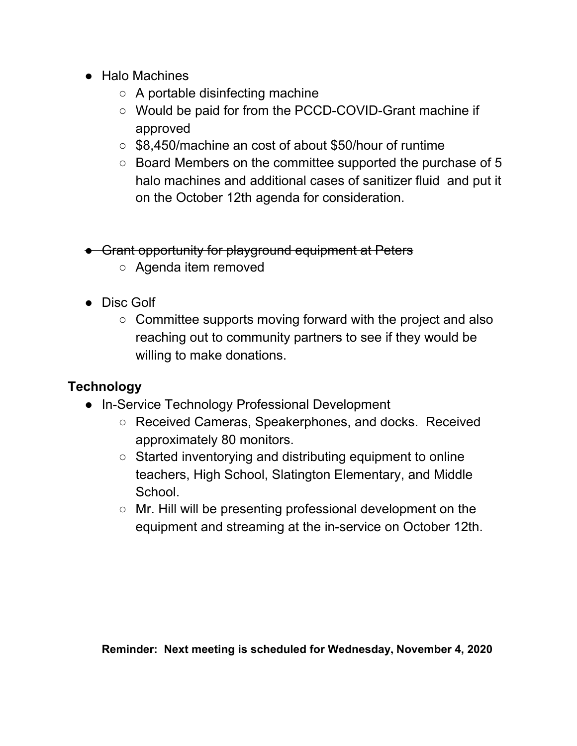- Halo Machines
    - A portable disinfecting machine
    - Would be paid for from the PCCD-COVID-Grant machine if approved
    - $8,450/machine an cost of about $50/hour of runtime
    - Board Members on the committee supported the purchase of 5 halo machines and additional cases of sanitizer fluid  and put it on the October 12th agenda for consideration.

- ~~Grant opportunity for playground equipment at Peters~~
    - Agenda item removed

- Disc Golf
    - Committee supports moving forward with the project and also reaching out to community partners to see if they would be willing to make donations.

### Technology

- In-Service Technology Professional Development
    - Received Cameras, Speakerphones, and docks.  Received approximately 80 monitors.
    - Started inventorying and distributing equipment to online teachers, High School, Slatington Elementary, and Middle School.
    - Mr. Hill will be presenting professional development on the equipment and streaming at the in-service on October 12th.

**Reminder:  Next meeting is scheduled for Wednesday, November 4, 2020**